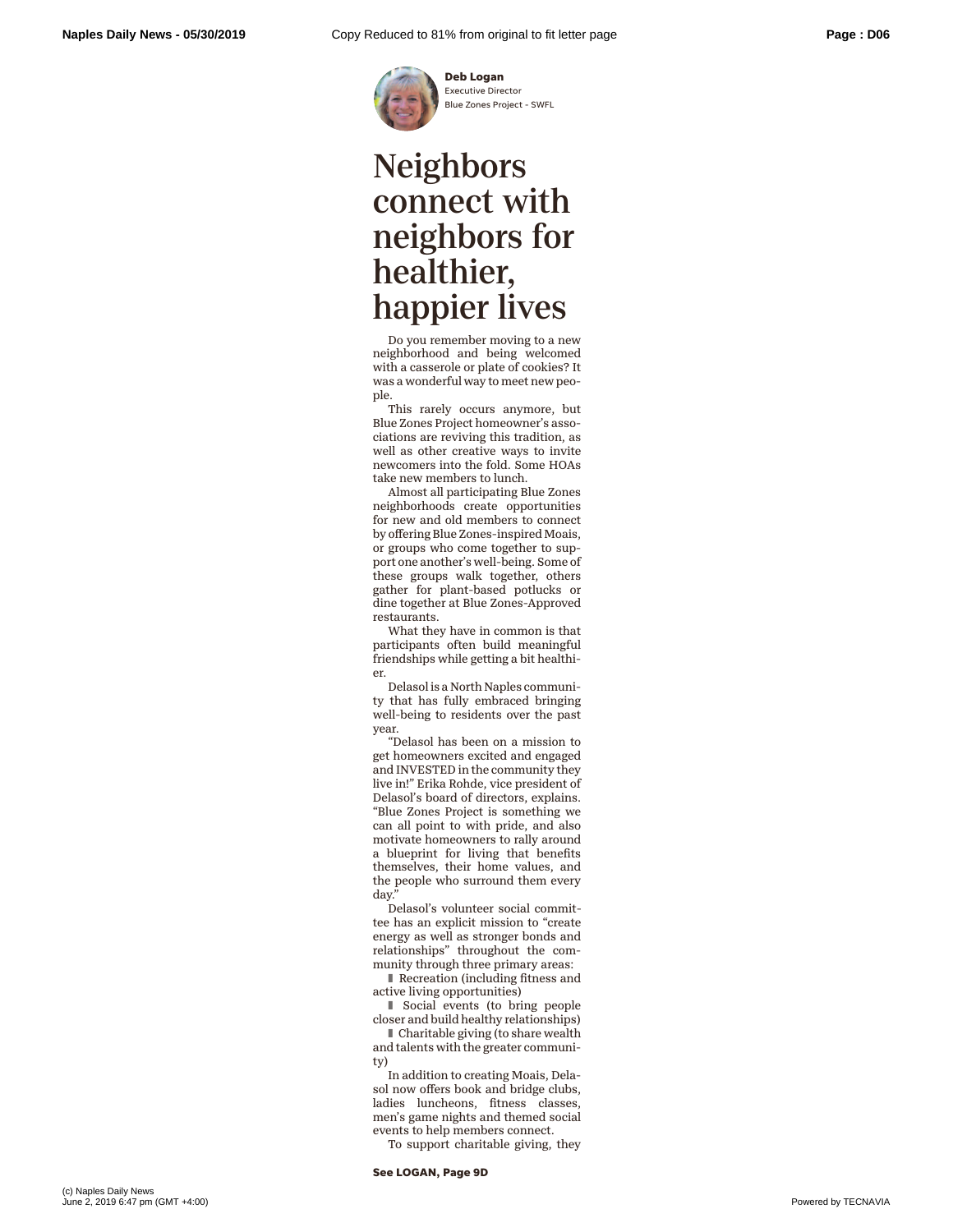**Deb Logan**
Executive Director
Blue Zones Project - SWFL

# Neighbors connect with neighbors for healthier, happier lives

Do you remember moving to a new neighborhood and being welcomed with a casserole or plate of cookies? It was a wonderful way to meet new people.

This rarely occurs anymore, but Blue Zones Project homeowner's associations are reviving this tradition, as well as other creative ways to invite newcomers into the fold. Some HOAs take new members to lunch.

Almost all participating Blue Zones neighborhoods create opportunities for new and old members to connect by offering Blue Zones-inspired Moais, or groups who come together to support one another's well-being. Some of these groups walk together, others gather for plant-based potlucks or dine together at Blue Zones-Approved restaurants.

What they have in common is that participants often build meaningful friendships while getting a bit healthier.

Delasol is a North Naples community that has fully embraced bringing well-being to residents over the past year.

"Delasol has been on a mission to get homeowners excited and engaged and INVESTED in the community they live in!" Erika Rohde, vice president of Delasol's board of directors, explains. "Blue Zones Project is something we can all point to with pride, and also motivate homeowners to rally around a blueprint for living that benefits themselves, their home values, and the people who surround them every day."

Delasol's volunteer social committee has an explicit mission to "create energy as well as stronger bonds and relationships" throughout the community through three primary areas:

- Recreation (including fitness and active living opportunities)
- Social events (to bring people closer and build healthy relationships)
- Charitable giving (to share wealth and talents with the greater community)

In addition to creating Moais, Delasol now offers book and bridge clubs, ladies luncheons, fitness classes, men's game nights and themed social events to help members connect.

To support charitable giving, they

**See LOGAN, Page 9D**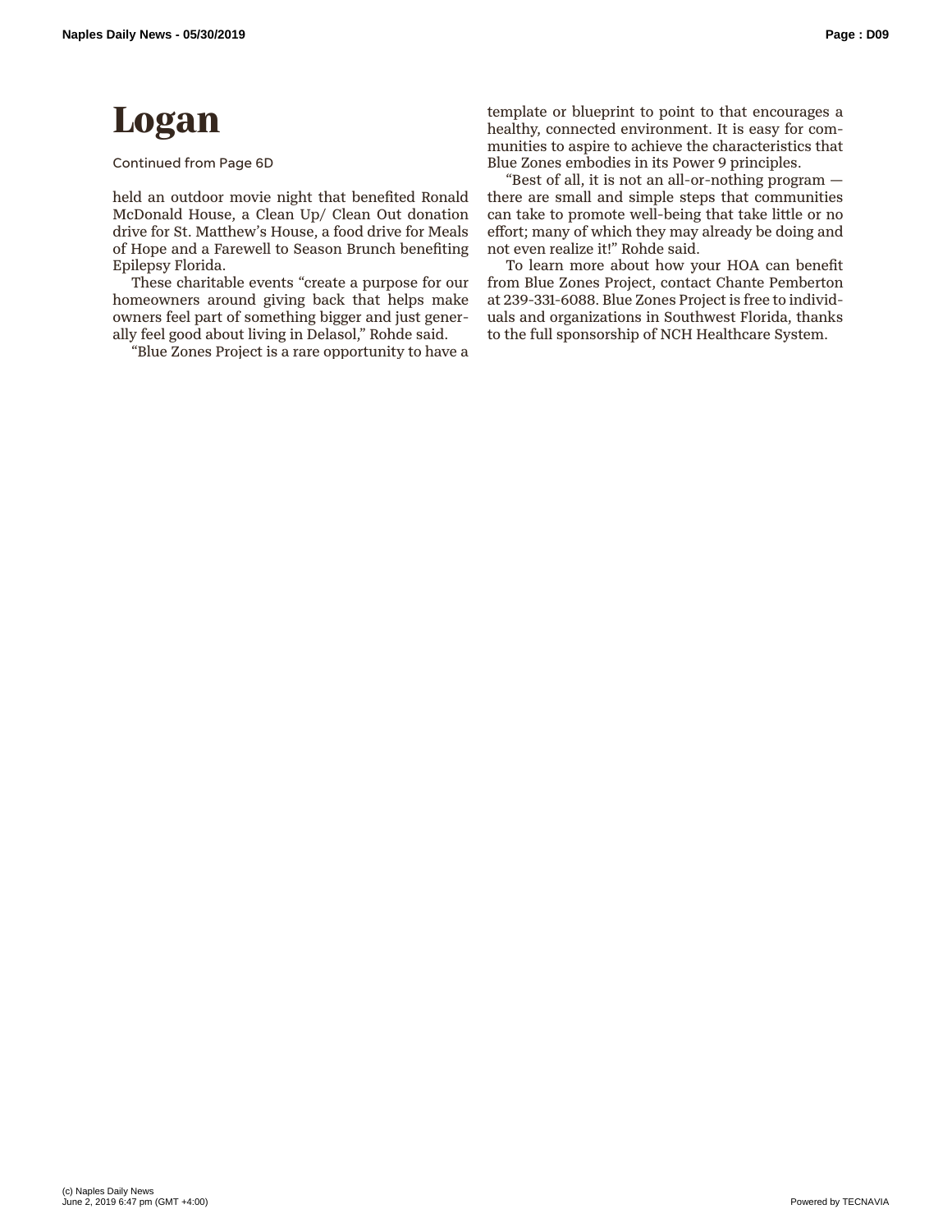# Logan

Continued from Page 6D

held an outdoor movie night that benefited Ronald McDonald House, a Clean Up/ Clean Out donation drive for St. Matthew's House, a food drive for Meals of Hope and a Farewell to Season Brunch benefiting Epilepsy Florida.

These charitable events "create a purpose for our homeowners around giving back that helps make owners feel part of something bigger and just generally feel good about living in Delasol," Rohde said.

"Blue Zones Project is a rare opportunity to have a template or blueprint to point to that encourages a healthy, connected environment. It is easy for communities to aspire to achieve the characteristics that Blue Zones embodies in its Power 9 principles.

"Best of all, it is not an all-or-nothing program — there are small and simple steps that communities can take to promote well-being that take little or no effort; many of which they may already be doing and not even realize it!" Rohde said.

To learn more about how your HOA can benefit from Blue Zones Project, contact Chante Pemberton at 239-331-6088. Blue Zones Project is free to individuals and organizations in Southwest Florida, thanks to the full sponsorship of NCH Healthcare System.